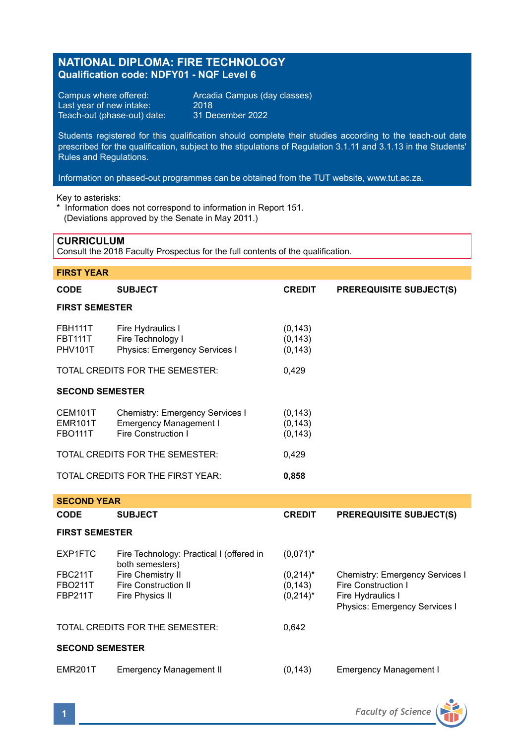# NATIONAL DIPLOMA: FIRE TECHNOLOGY
**Qualification code: NDFY01 - NQF Level 6**

Campus where offered: Arcadia Campus (day classes)
Last year of new intake: 2018
Teach-out (phase-out) date: 31 December 2022

Students registered for this qualification should complete their studies according to the teach-out date prescribed for the qualification, subject to the stipulations of Regulation 3.1.11 and 3.1.13 in the Students' Rules and Regulations.

Information on phased-out programmes can be obtained from the TUT website, www.tut.ac.za.

Key to asterisks:
\* Information does not correspond to information in Report 151.
(Deviations approved by the Senate in May 2011.)

## CURRICULUM
Consult the 2018 Faculty Prospectus for the full contents of the qualification.

### FIRST YEAR

| CODE | SUBJECT | CREDIT | PREREQUISITE SUBJECT(S) |
|---|---|---|---|
| **FIRST SEMESTER** | | | |
| FBH111T | Fire Hydraulics I | (0,143) | |
| FBT111T | Fire Technology I | (0,143) | |
| PHV101T | Physics: Emergency Services I | (0,143) | |
| TOTAL CREDITS FOR THE SEMESTER: | | 0,429 | |
| **SECOND SEMESTER** | | | |
| CEM101T | Chemistry: Emergency Services I | (0,143) | |
| EMR101T | Emergency Management I | (0,143) | |
| FBO111T | Fire Construction I | (0,143) | |
| TOTAL CREDITS FOR THE SEMESTER: | | 0,429 | |
| TOTAL CREDITS FOR THE FIRST YEAR: | | **0,858** | |

### SECOND YEAR

| CODE | SUBJECT | CREDIT | PREREQUISITE SUBJECT(S) |
|---|---|---|---|
| **FIRST SEMESTER** | | | |
| EXP1FTC | Fire Technology: Practical I (offered in both semesters) | (0,071)* | |
| FBC211T | Fire Chemistry II | (0,214)* | Chemistry: Emergency Services I |
| FBO211T | Fire Construction II | (0,143) | Fire Construction I |
| FBP211T | Fire Physics II | (0,214)* | Fire Hydraulics I<br>Physics: Emergency Services I |
| TOTAL CREDITS FOR THE SEMESTER: | | 0,642 | |
| **SECOND SEMESTER** | | | |
| EMR201T | Emergency Management II | (0,143) | Emergency Management I |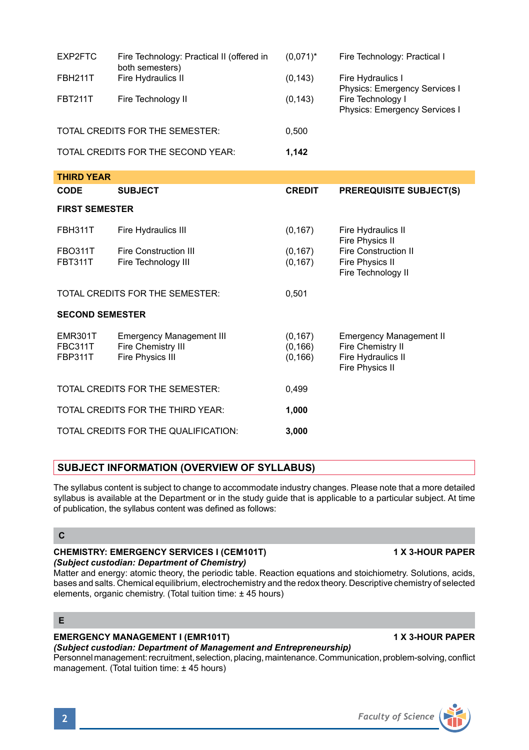| CODE | SUBJECT | CREDIT | PREREQUISITE SUBJECT(S) |
|---|---|---|---|
| EXP2FTC | Fire Technology: Practical II (offered in both semesters) | (0,071)* | Fire Technology: Practical I |
| FBH211T | Fire Hydraulics II | (0,143) | Fire Hydraulics I<br>Physics: Emergency Services I |
| FBT211T | Fire Technology II | (0,143) | Fire Technology I<br>Physics: Emergency Services I |
| | TOTAL CREDITS FOR THE SEMESTER: | 0,500 | |
| | TOTAL CREDITS FOR THE SECOND YEAR: | **1,142** | |

**THIRD YEAR**

| CODE | SUBJECT | CREDIT | PREREQUISITE SUBJECT(S) |
|---|---|---|---|
| **FIRST SEMESTER** | | | |
| FBH311T | Fire Hydraulics III | (0,167) | Fire Hydraulics II<br>Fire Physics II |
| FBO311T | Fire Construction III | (0,167) | Fire Construction II |
| FBT311T | Fire Technology III | (0,167) | Fire Physics II<br>Fire Technology II |
| | TOTAL CREDITS FOR THE SEMESTER: | 0,501 | |
| **SECOND SEMESTER** | | | |
| EMR301T | Emergency Management III | (0,167) | Emergency Management II |
| FBC311T | Fire Chemistry III | (0,166) | Fire Chemistry II |
| FBP311T | Fire Physics III | (0,166) | Fire Hydraulics II<br>Fire Physics II |
| | TOTAL CREDITS FOR THE SEMESTER: | 0,499 | |
| | TOTAL CREDITS FOR THE THIRD YEAR: | **1,000** | |
| | TOTAL CREDITS FOR THE QUALIFICATION: | **3,000** | |

## SUBJECT INFORMATION (OVERVIEW OF SYLLABUS)

The syllabus content is subject to change to accommodate industry changes. Please note that a more detailed syllabus is available at the Department or in the study guide that is applicable to a particular subject. At time of publication, the syllabus content was defined as follows:

### C

**CHEMISTRY: EMERGENCY SERVICES I (CEM101T)** **1 X 3-HOUR PAPER**
***(Subject custodian: Department of Chemistry)***
Matter and energy: atomic theory, the periodic table. Reaction equations and stoichiometry. Solutions, acids, bases and salts. Chemical equilibrium, electrochemistry and the redox theory. Descriptive chemistry of selected elements, organic chemistry. (Total tuition time: ± 45 hours)

### E

**EMERGENCY MANAGEMENT I (EMR101T)** **1 X 3-HOUR PAPER**
***(Subject custodian: Department of Management and Entrepreneurship)***
Personnel management: recruitment, selection, placing, maintenance. Communication, problem-solving, conflict management. (Total tuition time: ± 45 hours)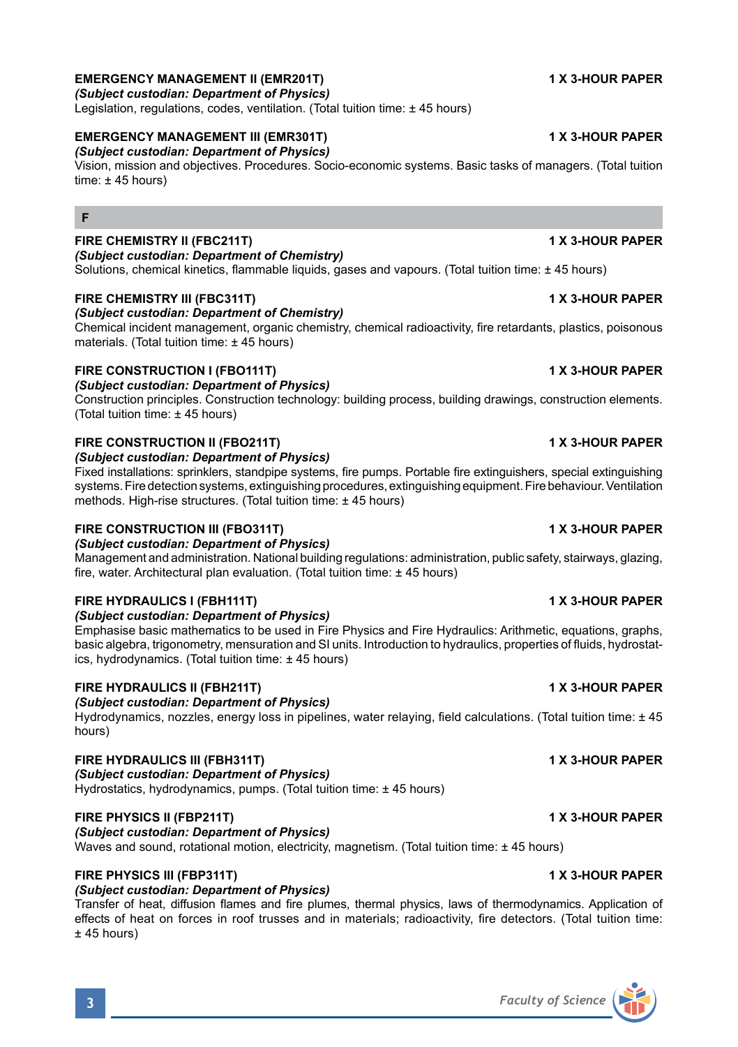**EMERGENCY MANAGEMENT II (EMR201T)** **1 X 3-HOUR PAPER**
***(Subject custodian: Department of Physics)***
Legislation, regulations, codes, ventilation. (Total tuition time: ± 45 hours)

**EMERGENCY MANAGEMENT III (EMR301T)** **1 X 3-HOUR PAPER**
***(Subject custodian: Department of Physics)***
Vision, mission and objectives. Procedures. Socio-economic systems. Basic tasks of managers. (Total tuition time: ± 45 hours)

## F

**FIRE CHEMISTRY II (FBC211T)** **1 X 3-HOUR PAPER**
***(Subject custodian: Department of Chemistry)***
Solutions, chemical kinetics, flammable liquids, gases and vapours. (Total tuition time: ± 45 hours)

**FIRE CHEMISTRY III (FBC311T)** **1 X 3-HOUR PAPER**
***(Subject custodian: Department of Chemistry)***
Chemical incident management, organic chemistry, chemical radioactivity, fire retardants, plastics, poisonous materials. (Total tuition time: ± 45 hours)

**FIRE CONSTRUCTION I (FBO111T)** **1 X 3-HOUR PAPER**
***(Subject custodian: Department of Physics)***
Construction principles. Construction technology: building process, building drawings, construction elements. (Total tuition time: ± 45 hours)

**FIRE CONSTRUCTION II (FBO211T)** **1 X 3-HOUR PAPER**
***(Subject custodian: Department of Physics)***
Fixed installations: sprinklers, standpipe systems, fire pumps. Portable fire extinguishers, special extinguishing systems. Fire detection systems, extinguishing procedures, extinguishing equipment. Fire behaviour. Ventilation methods. High-rise structures. (Total tuition time: ± 45 hours)

**FIRE CONSTRUCTION III (FBO311T)** **1 X 3-HOUR PAPER**
***(Subject custodian: Department of Physics)***
Management and administration. National building regulations: administration, public safety, stairways, glazing, fire, water. Architectural plan evaluation. (Total tuition time: ± 45 hours)

**FIRE HYDRAULICS I (FBH111T)** **1 X 3-HOUR PAPER**
***(Subject custodian: Department of Physics)***
Emphasise basic mathematics to be used in Fire Physics and Fire Hydraulics: Arithmetic, equations, graphs, basic algebra, trigonometry, mensuration and SI units. Introduction to hydraulics, properties of fluids, hydrostatics, hydrodynamics. (Total tuition time: ± 45 hours)

**FIRE HYDRAULICS II (FBH211T)** **1 X 3-HOUR PAPER**
***(Subject custodian: Department of Physics)***
Hydrodynamics, nozzles, energy loss in pipelines, water relaying, field calculations. (Total tuition time: ± 45 hours)

**FIRE HYDRAULICS III (FBH311T)** **1 X 3-HOUR PAPER**
***(Subject custodian: Department of Physics)***
Hydrostatics, hydrodynamics, pumps. (Total tuition time: ± 45 hours)

**FIRE PHYSICS II (FBP211T)** **1 X 3-HOUR PAPER**
***(Subject custodian: Department of Physics)***
Waves and sound, rotational motion, electricity, magnetism. (Total tuition time: ± 45 hours)

**FIRE PHYSICS III (FBP311T)** **1 X 3-HOUR PAPER**
***(Subject custodian: Department of Physics)***
Transfer of heat, diffusion flames and fire plumes, thermal physics, laws of thermodynamics. Application of effects of heat on forces in roof trusses and in materials; radioactivity, fire detectors. (Total tuition time: ± 45 hours)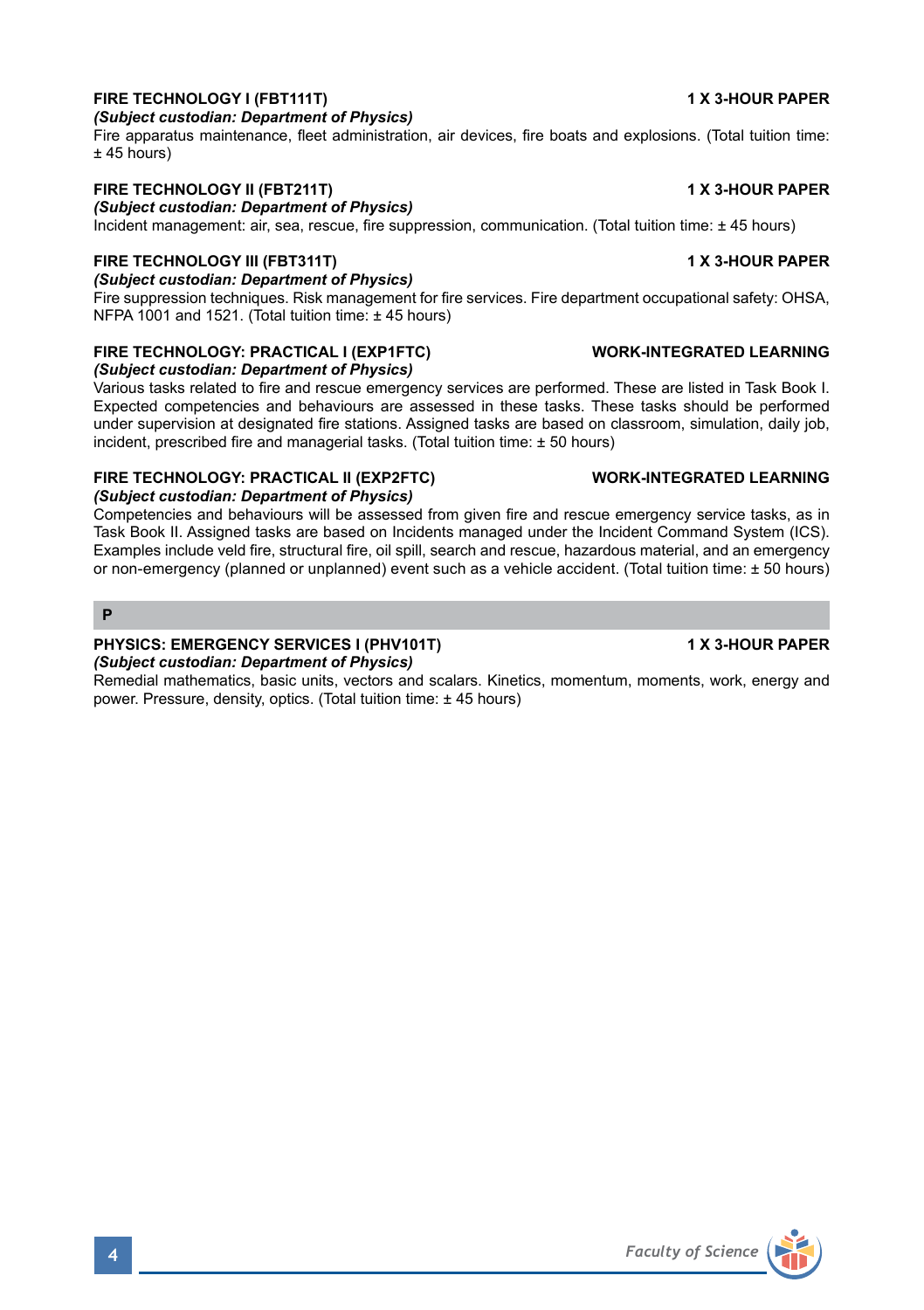**FIRE TECHNOLOGY I (FBT111T)** **1 X 3-HOUR PAPER**
*(Subject custodian: Department of Physics)*
Fire apparatus maintenance, fleet administration, air devices, fire boats and explosions. (Total tuition time: ± 45 hours)

**FIRE TECHNOLOGY II (FBT211T)** **1 X 3-HOUR PAPER**
*(Subject custodian: Department of Physics)*
Incident management: air, sea, rescue, fire suppression, communication. (Total tuition time: ± 45 hours)

**FIRE TECHNOLOGY III (FBT311T)** **1 X 3-HOUR PAPER**
*(Subject custodian: Department of Physics)*
Fire suppression techniques. Risk management for fire services. Fire department occupational safety: OHSA, NFPA 1001 and 1521. (Total tuition time: ± 45 hours)

**FIRE TECHNOLOGY: PRACTICAL I (EXP1FTC)** **WORK-INTEGRATED LEARNING**
*(Subject custodian: Department of Physics)*
Various tasks related to fire and rescue emergency services are performed. These are listed in Task Book I. Expected competencies and behaviours are assessed in these tasks. These tasks should be performed under supervision at designated fire stations. Assigned tasks are based on classroom, simulation, daily job, incident, prescribed fire and managerial tasks. (Total tuition time: ± 50 hours)

**FIRE TECHNOLOGY: PRACTICAL II (EXP2FTC)** **WORK-INTEGRATED LEARNING**
*(Subject custodian: Department of Physics)*
Competencies and behaviours will be assessed from given fire and rescue emergency service tasks, as in Task Book II. Assigned tasks are based on Incidents managed under the Incident Command System (ICS). Examples include veld fire, structural fire, oil spill, search and rescue, hazardous material, and an emergency or non-emergency (planned or unplanned) event such as a vehicle accident. (Total tuition time: ± 50 hours)

## P

**PHYSICS: EMERGENCY SERVICES I (PHV101T)** **1 X 3-HOUR PAPER**
*(Subject custodian: Department of Physics)*
Remedial mathematics, basic units, vectors and scalars. Kinetics, momentum, moments, work, energy and power. Pressure, density, optics. (Total tuition time: ± 45 hours)